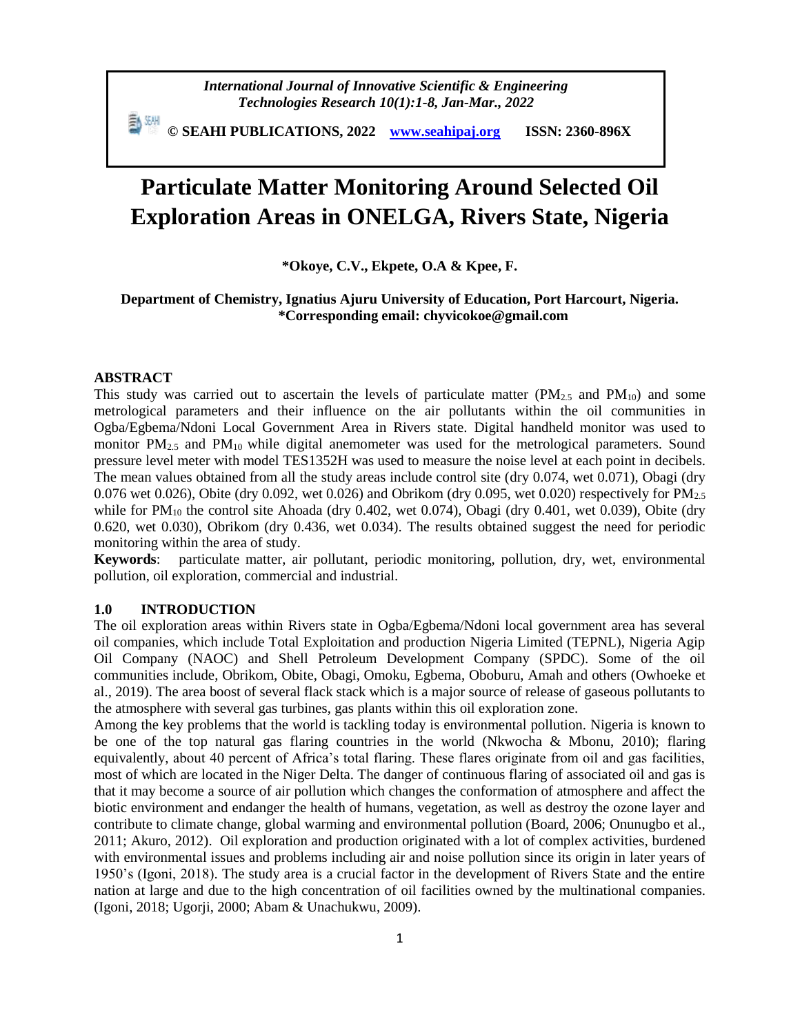# Particulate Matter Monitoring Around Selected Oil Exploration Areas in ONELGA, Rivers State, Nigeria

**\*Okoye, C.V., Ekpete, O.A & Kpee, F.**

**Department of Chemistry, Ignatius Ajuru University of Education, Port Harcourt, Nigeria.**
**\*Corresponding email: chyvicokoe@gmail.com**

## ABSTRACT

This study was carried out to ascertain the levels of particulate matter ($PM_{2.5}$ and $PM_{10}$) and some metrological parameters and their influence on the air pollutants within the oil communities in Ogba/Egbema/Ndoni Local Government Area in Rivers state. Digital handheld monitor was used to monitor $PM_{2.5}$ and $PM_{10}$ while digital anemometer was used for the metrological parameters. Sound pressure level meter with model TES1352H was used to measure the noise level at each point in decibels. The mean values obtained from all the study areas include control site (dry 0.074, wet 0.071), Obagi (dry 0.076 wet 0.026), Obite (dry 0.092, wet 0.026) and Obrikom (dry 0.095, wet 0.020) respectively for $PM_{2.5}$ while for $PM_{10}$ the control site Ahoada (dry 0.402, wet 0.074), Obagi (dry 0.401, wet 0.039), Obite (dry 0.620, wet 0.030), Obrikom (dry 0.436, wet 0.034). The results obtained suggest the need for periodic monitoring within the area of study.

**Keywords**: particulate matter, air pollutant, periodic monitoring, pollution, dry, wet, environmental pollution, oil exploration, commercial and industrial.

## 1.0 INTRODUCTION

The oil exploration areas within Rivers state in Ogba/Egbema/Ndoni local government area has several oil companies, which include Total Exploitation and production Nigeria Limited (TEPNL), Nigeria Agip Oil Company (NAOC) and Shell Petroleum Development Company (SPDC). Some of the oil communities include, Obrikom, Obite, Obagi, Omoku, Egbema, Oboburu, Amah and others (Owhoeke et al., 2019). The area boost of several flack stack which is a major source of release of gaseous pollutants to the atmosphere with several gas turbines, gas plants within this oil exploration zone.

Among the key problems that the world is tackling today is environmental pollution. Nigeria is known to be one of the top natural gas flaring countries in the world (Nkwocha & Mbonu, 2010); flaring equivalently, about 40 percent of Africa's total flaring. These flares originate from oil and gas facilities, most of which are located in the Niger Delta. The danger of continuous flaring of associated oil and gas is that it may become a source of air pollution which changes the conformation of atmosphere and affect the biotic environment and endanger the health of humans, vegetation, as well as destroy the ozone layer and contribute to climate change, global warming and environmental pollution (Board, 2006; Onunugbo et al., 2011; Akuro, 2012). Oil exploration and production originated with a lot of complex activities, burdened with environmental issues and problems including air and noise pollution since its origin in later years of 1950's (Igoni, 2018). The study area is a crucial factor in the development of Rivers State and the entire nation at large and due to the high concentration of oil facilities owned by the multinational companies. (Igoni, 2018; Ugorji, 2000; Abam & Unachukwu, 2009).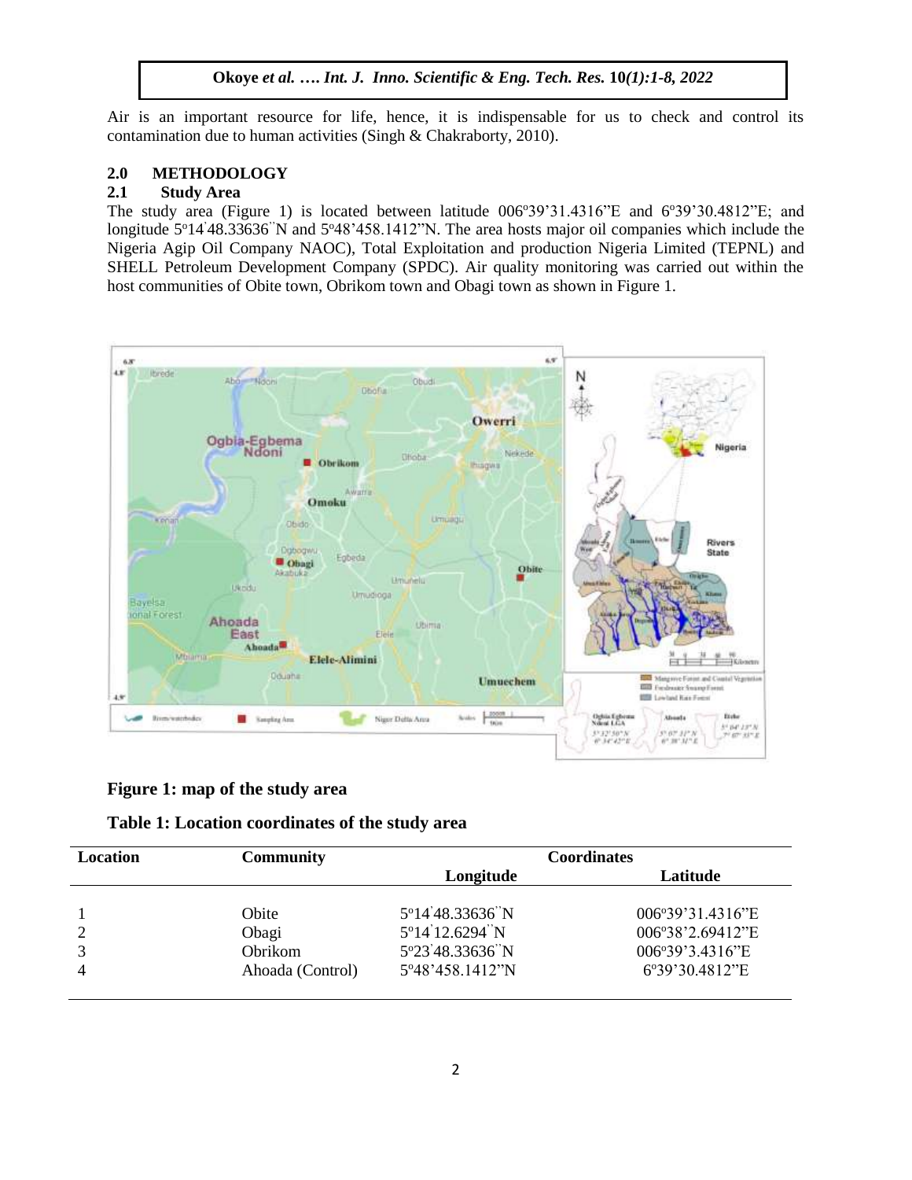Air is an important resource for life, hence, it is indispensable for us to check and control its contamination due to human activities (Singh & Chakraborty, 2010).

## 2.0 METHODOLOGY

### 2.1 Study Area

The study area (Figure 1) is located between latitude 006º39'31.4316"E and 6º39'30.4812"E; and longitude 5º14'48.33636"N and 5º48'458.1412"N. The area hosts major oil companies which include the Nigeria Agip Oil Company NAOC), Total Exploitation and production Nigeria Limited (TEPNL) and SHELL Petroleum Development Company (SPDC). Air quality monitoring was carried out within the host communities of Obite town, Obrikom town and Obagi town as shown in Figure 1.

**Figure 1: map of the study area**

**Table 1: Location coordinates of the study area**

| Location | Community | Coordinates | |
|---|---|---|---|
| | | Longitude | Latitude |
| 1 | Obite | 5º14'48.33636"N | 006º39'31.4316"E |
| 2 | Obagi | 5º14'12.6294"N | 006º38'2.69412"E |
| 3 | Obrikom | 5º23'48.33636"N | 006º39'3.4316"E |
| 4 | Ahoada (Control) | 5º48'458.1412"N | 6º39'30.4812"E |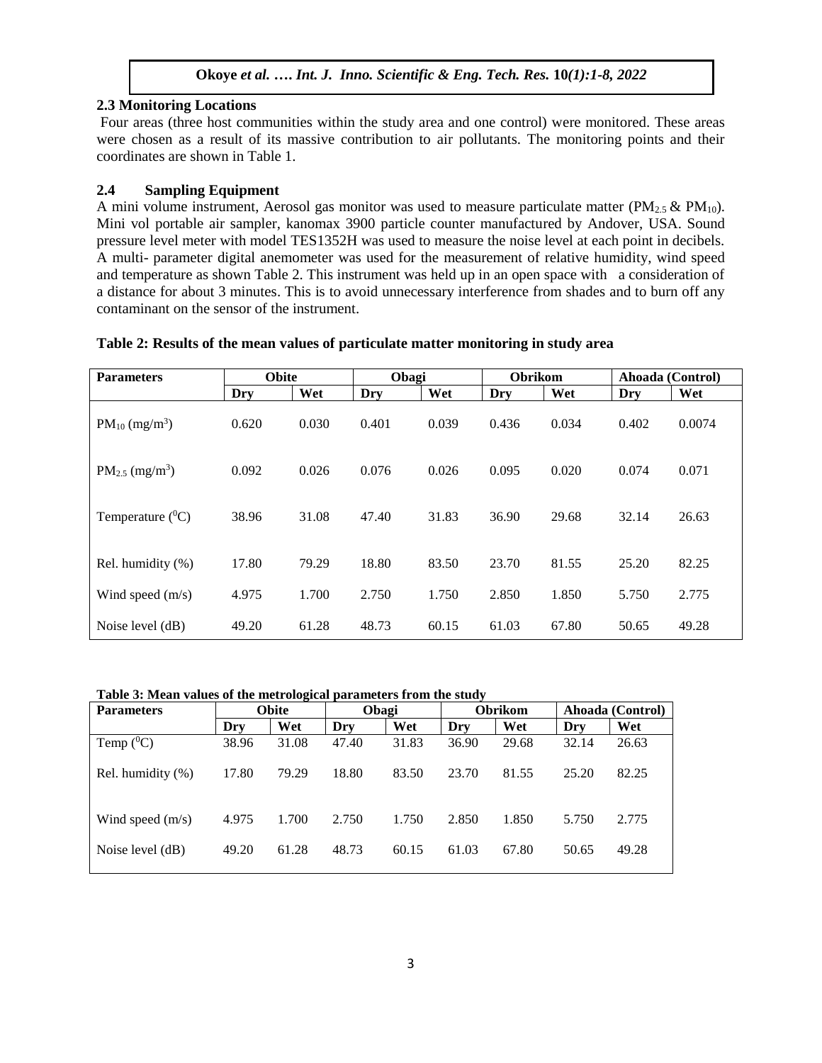### 2.3 Monitoring Locations

Four areas (three host communities within the study area and one control) were monitored. These areas were chosen as a result of its massive contribution to air pollutants. The monitoring points and their coordinates are shown in Table 1.

### 2.4 Sampling Equipment

A mini volume instrument, Aerosol gas monitor was used to measure particulate matter ($PM_{2.5}$ & $PM_{10}$). Mini vol portable air sampler, kanomax 3900 particle counter manufactured by Andover, USA. Sound pressure level meter with model TES1352H was used to measure the noise level at each point in decibels. A multi- parameter digital anemometer was used for the measurement of relative humidity, wind speed and temperature as shown Table 2. This instrument was held up in an open space with a consideration of a distance for about 3 minutes. This is to avoid unnecessary interference from shades and to burn off any contaminant on the sensor of the instrument.

**Table 2: Results of the mean values of particulate matter monitoring in study area**

| Parameters | Obite | | Obagi | | Obrikom | | Ahoada (Control) | |
|---|---|---|---|---|---|---|---|---|
| | Dry | Wet | Dry | Wet | Dry | Wet | Dry | Wet |
| $PM_{10}$ ($mg/m^3$) | 0.620 | 0.030 | 0.401 | 0.039 | 0.436 | 0.034 | 0.402 | 0.0074 |
| $PM_{2.5}$ ($mg/m^3$) | 0.092 | 0.026 | 0.076 | 0.026 | 0.095 | 0.020 | 0.074 | 0.071 |
| Temperature ($^0$C) | 38.96 | 31.08 | 47.40 | 31.83 | 36.90 | 29.68 | 32.14 | 26.63 |
| Rel. humidity (%) | 17.80 | 79.29 | 18.80 | 83.50 | 23.70 | 81.55 | 25.20 | 82.25 |
| Wind speed (m/s) | 4.975 | 1.700 | 2.750 | 1.750 | 2.850 | 1.850 | 5.750 | 2.775 |
| Noise level (dB) | 49.20 | 61.28 | 48.73 | 60.15 | 61.03 | 67.80 | 50.65 | 49.28 |

**Table 3: Mean values of the metrological parameters from the study**

| Parameters | Obite | | Obagi | | Obrikom | | Ahoada (Control) | |
|---|---|---|---|---|---|---|---|---|
| | Dry | Wet | Dry | Wet | Dry | Wet | Dry | Wet |
| Temp ($^0$C) | 38.96 | 31.08 | 47.40 | 31.83 | 36.90 | 29.68 | 32.14 | 26.63 |
| Rel. humidity (%) | 17.80 | 79.29 | 18.80 | 83.50 | 23.70 | 81.55 | 25.20 | 82.25 |
| Wind speed (m/s) | 4.975 | 1.700 | 2.750 | 1.750 | 2.850 | 1.850 | 5.750 | 2.775 |
| Noise level (dB) | 49.20 | 61.28 | 48.73 | 60.15 | 61.03 | 67.80 | 50.65 | 49.28 |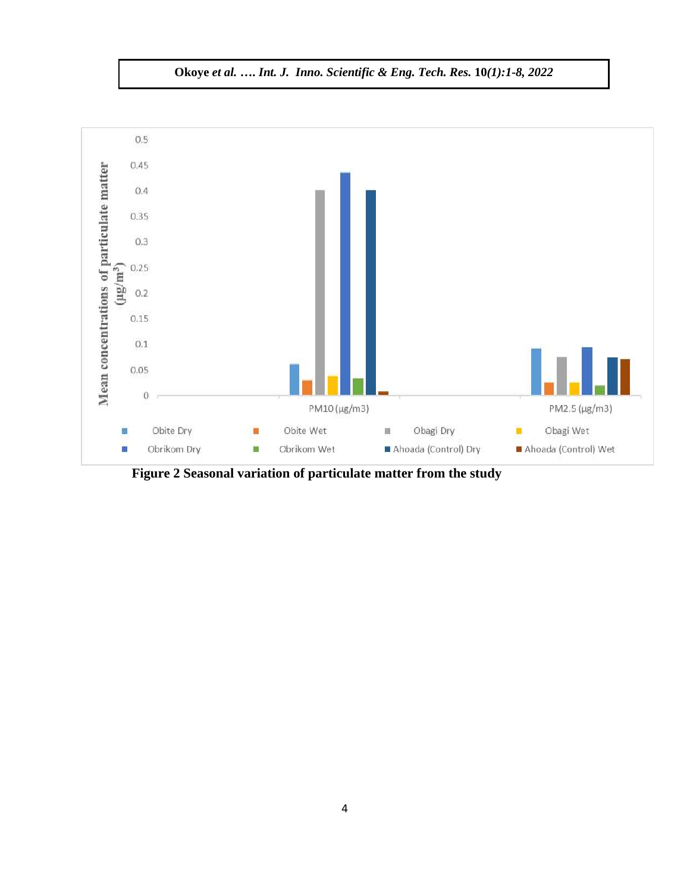Figure 2 Seasonal variation of particulate matter from the study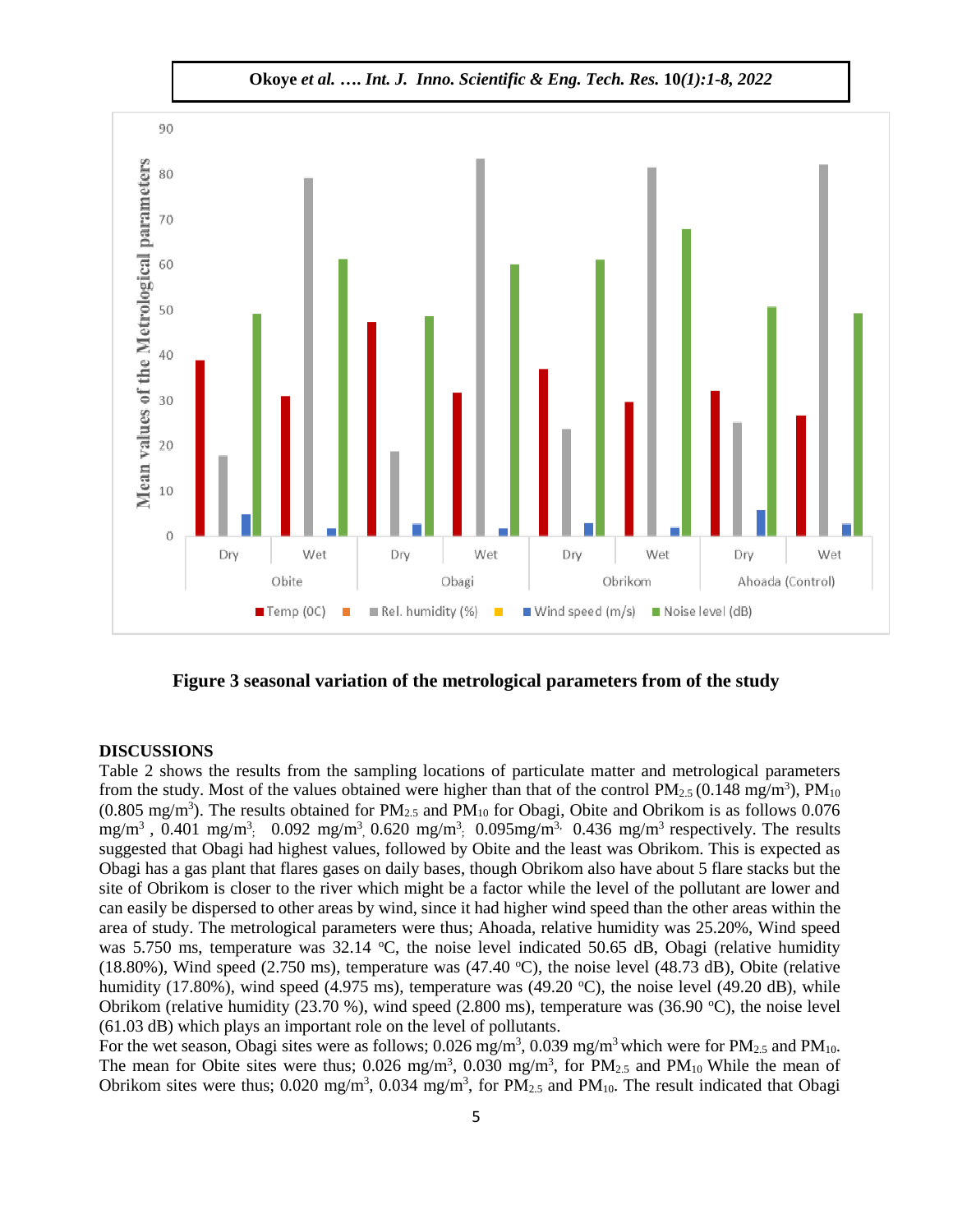Figure 3 seasonal variation of the metrological parameters from of the study

## DISCUSSIONS

Table 2 shows the results from the sampling locations of particulate matter and metrological parameters from the study. Most of the values obtained were higher than that of the control $PM_{2.5}$ (0.148 mg/m$^3$), $PM_{10}$ (0.805 mg/m$^3$). The results obtained for $PM_{2.5}$ and $PM_{10}$ for Obagi, Obite and Obrikom is as follows 0.076 mg/m$^3$ , 0.401 mg/m$^3$; 0.092 mg/m$^3$, 0.620 mg/m$^3$; 0.095mg/m$^3$, 0.436 mg/m$^3$ respectively. The results suggested that Obagi had highest values, followed by Obite and the least was Obrikom. This is expected as Obagi has a gas plant that flares gases on daily bases, though Obrikom also have about 5 flare stacks but the site of Obrikom is closer to the river which might be a factor while the level of the pollutant are lower and can easily be dispersed to other areas by wind, since it had higher wind speed than the other areas within the area of study. The metrological parameters were thus; Ahoada, relative humidity was 25.20%, Wind speed was 5.750 ms, temperature was 32.14 °C, the noise level indicated 50.65 dB, Obagi (relative humidity (18.80%), Wind speed (2.750 ms), temperature was (47.40 °C), the noise level (48.73 dB), Obite (relative humidity (17.80%), wind speed (4.975 ms), temperature was (49.20 °C), the noise level (49.20 dB), while Obrikom (relative humidity (23.70 %), wind speed (2.800 ms), temperature was (36.90 °C), the noise level (61.03 dB) which plays an important role on the level of pollutants.

For the wet season, Obagi sites were as follows; 0.026 mg/m$^3$, 0.039 mg/m$^3$ which were for $PM_{2.5}$ and $PM_{10}$. The mean for Obite sites were thus; 0.026 mg/m$^3$, 0.030 mg/m$^3$, for $PM_{2.5}$ and $PM_{10}$ While the mean of Obrikom sites were thus; 0.020 mg/m$^3$, 0.034 mg/m$^3$, for $PM_{2.5}$ and $PM_{10}$. The result indicated that Obagi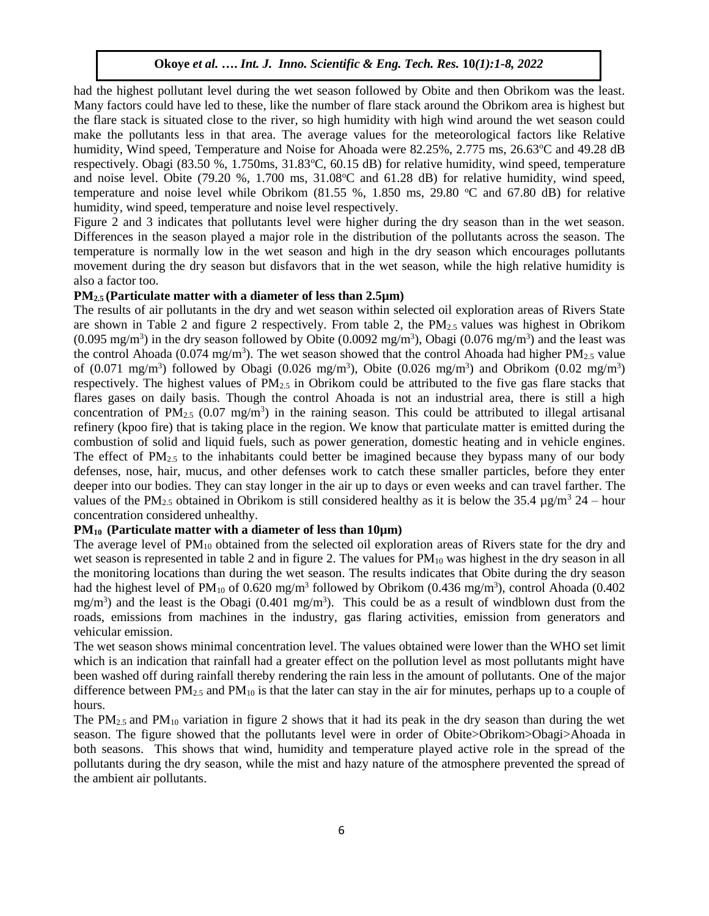had the highest pollutant level during the wet season followed by Obite and then Obrikom was the least. Many factors could have led to these, like the number of flare stack around the Obrikom area is highest but the flare stack is situated close to the river, so high humidity with high wind around the wet season could make the pollutants less in that area. The average values for the meteorological factors like Relative humidity, Wind speed, Temperature and Noise for Ahoada were 82.25%, 2.775 ms, 26.63°C and 49.28 dB respectively. Obagi (83.50 %, 1.750ms, 31.83°C, 60.15 dB) for relative humidity, wind speed, temperature and noise level. Obite (79.20 %, 1.700 ms, 31.08°C and 61.28 dB) for relative humidity, wind speed, temperature and noise level while Obrikom (81.55 %, 1.850 ms, 29.80 °C and 67.80 dB) for relative humidity, wind speed, temperature and noise level respectively.

Figure 2 and 3 indicates that pollutants level were higher during the dry season than in the wet season. Differences in the season played a major role in the distribution of the pollutants across the season. The temperature is normally low in the wet season and high in the dry season which encourages pollutants movement during the dry season but disfavors that in the wet season, while the high relative humidity is also a factor too.

### $PM_{2.5}$ (Particulate matter with a diameter of less than 2.5µm)

The results of air pollutants in the dry and wet season within selected oil exploration areas of Rivers State are shown in Table 2 and figure 2 respectively. From table 2, the $PM_{2.5}$ values was highest in Obrikom (0.095 mg/m$^3$) in the dry season followed by Obite (0.0092 mg/m$^3$), Obagi (0.076 mg/m$^3$) and the least was the control Ahoada (0.074 mg/m$^3$). The wet season showed that the control Ahoada had higher $PM_{2.5}$ value of (0.071 mg/m$^3$) followed by Obagi (0.026 mg/m$^3$), Obite (0.026 mg/m$^3$) and Obrikom (0.02 mg/m$^3$) respectively. The highest values of $PM_{2.5}$ in Obrikom could be attributed to the five gas flare stacks that flares gases on daily basis. Though the control Ahoada is not an industrial area, there is still a high concentration of $PM_{2.5}$ (0.07 mg/m$^3$) in the raining season. This could be attributed to illegal artisanal refinery (kpoo fire) that is taking place in the region. We know that particulate matter is emitted during the combustion of solid and liquid fuels, such as power generation, domestic heating and in vehicle engines. The effect of $PM_{2.5}$ to the inhabitants could better be imagined because they bypass many of our body defenses, nose, hair, mucus, and other defenses work to catch these smaller particles, before they enter deeper into our bodies. They can stay longer in the air up to days or even weeks and can travel farther. The values of the $PM_{2.5}$ obtained in Obrikom is still considered healthy as it is below the 35.4 µg/m$^3$ 24 – hour concentration considered unhealthy.

### $PM_{10}$ (Particulate matter with a diameter of less than 10µm)

The average level of $PM_{10}$ obtained from the selected oil exploration areas of Rivers state for the dry and wet season is represented in table 2 and in figure 2. The values for $PM_{10}$ was highest in the dry season in all the monitoring locations than during the wet season. The results indicates that Obite during the dry season had the highest level of $PM_{10}$ of 0.620 mg/m$^3$ followed by Obrikom (0.436 mg/m$^3$), control Ahoada (0.402 mg/m$^3$) and the least is the Obagi (0.401 mg/m$^3$). This could be as a result of windblown dust from the roads, emissions from machines in the industry, gas flaring activities, emission from generators and vehicular emission.

The wet season shows minimal concentration level. The values obtained were lower than the WHO set limit which is an indication that rainfall had a greater effect on the pollution level as most pollutants might have been washed off during rainfall thereby rendering the rain less in the amount of pollutants. One of the major difference between $PM_{2.5}$ and $PM_{10}$ is that the later can stay in the air for minutes, perhaps up to a couple of hours.

The $PM_{2.5}$ and $PM_{10}$ variation in figure 2 shows that it had its peak in the dry season than during the wet season. The figure showed that the pollutants level were in order of Obite>Obrikom>Obagi>Ahoada in both seasons. This shows that wind, humidity and temperature played active role in the spread of the pollutants during the dry season, while the mist and hazy nature of the atmosphere prevented the spread of the ambient air pollutants.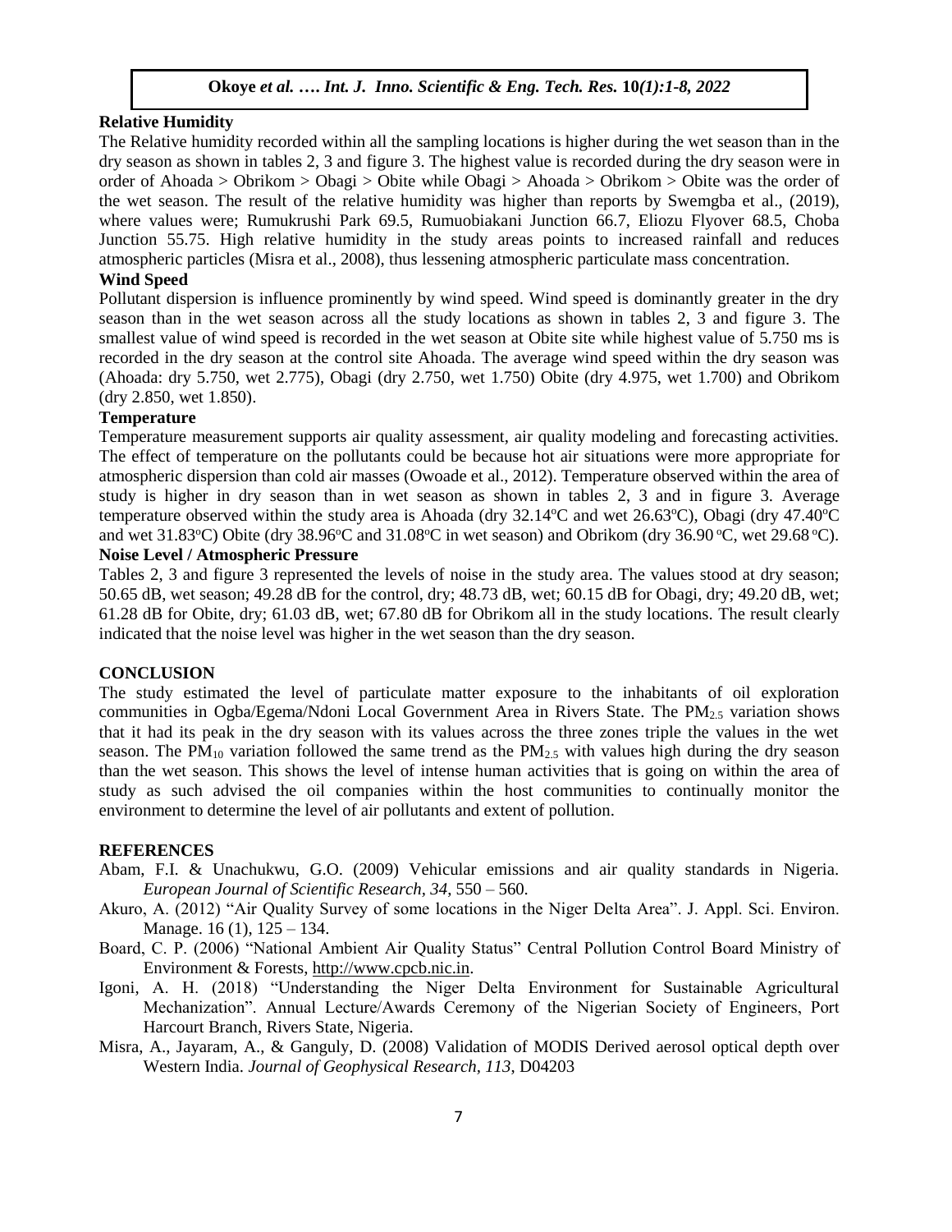**Relative Humidity**

The Relative humidity recorded within all the sampling locations is higher during the wet season than in the dry season as shown in tables 2, 3 and figure 3. The highest value is recorded during the dry season were in order of Ahoada > Obrikom > Obagi > Obite while Obagi > Ahoada > Obrikom > Obite was the order of the wet season. The result of the relative humidity was higher than reports by Swemgba et al., (2019), where values were; Rumukrushi Park 69.5, Rumuobiakani Junction 66.7, Eliozu Flyover 68.5, Choba Junction 55.75. High relative humidity in the study areas points to increased rainfall and reduces atmospheric particles (Misra et al., 2008), thus lessening atmospheric particulate mass concentration.

**Wind Speed**

Pollutant dispersion is influence prominently by wind speed. Wind speed is dominantly greater in the dry season than in the wet season across all the study locations as shown in tables 2, 3 and figure 3. The smallest value of wind speed is recorded in the wet season at Obite site while highest value of 5.750 ms is recorded in the dry season at the control site Ahoada. The average wind speed within the dry season was (Ahoada: dry 5.750, wet 2.775), Obagi (dry 2.750, wet 1.750) Obite (dry 4.975, wet 1.700) and Obrikom (dry 2.850, wet 1.850).

**Temperature**

Temperature measurement supports air quality assessment, air quality modeling and forecasting activities. The effect of temperature on the pollutants could be because hot air situations were more appropriate for atmospheric dispersion than cold air masses (Owoade et al., 2012). Temperature observed within the area of study is higher in dry season than in wet season as shown in tables 2, 3 and in figure 3. Average temperature observed within the study area is Ahoada (dry 32.14$^o$C and wet 26.63$^o$C), Obagi (dry 47.40$^o$C and wet 31.83$^o$C) Obite (dry 38.96$^o$C and 31.08$^o$C in wet season) and Obrikom (dry 36.90 $^o$C, wet 29.68 $^o$C).

**Noise Level / Atmospheric Pressure**

Tables 2, 3 and figure 3 represented the levels of noise in the study area. The values stood at dry season; 50.65 dB, wet season; 49.28 dB for the control, dry; 48.73 dB, wet; 60.15 dB for Obagi, dry; 49.20 dB, wet; 61.28 dB for Obite, dry; 61.03 dB, wet; 67.80 dB for Obrikom all in the study locations. The result clearly indicated that the noise level was higher in the wet season than the dry season.

## CONCLUSION

The study estimated the level of particulate matter exposure to the inhabitants of oil exploration communities in Ogba/Egema/Ndoni Local Government Area in Rivers State. The $PM_{2.5}$ variation shows that it had its peak in the dry season with its values across the three zones triple the values in the wet season. The $PM_{10}$ variation followed the same trend as the $PM_{2.5}$ with values high during the dry season than the wet season. This shows the level of intense human activities that is going on within the area of study as such advised the oil companies within the host communities to continually monitor the environment to determine the level of air pollutants and extent of pollution.

## REFERENCES

Abam, F.I. & Unachukwu, G.O. (2009) Vehicular emissions and air quality standards in Nigeria. *European Journal of Scientific Research, 34*, 550 – 560.

Akuro, A. (2012) "Air Quality Survey of some locations in the Niger Delta Area". J. Appl. Sci. Environ. Manage. 16 (1), 125 – 134.

Board, C. P. (2006) "National Ambient Air Quality Status" Central Pollution Control Board Ministry of Environment & Forests, http://www.cpcb.nic.in.

Igoni, A. H. (2018) "Understanding the Niger Delta Environment for Sustainable Agricultural Mechanization". Annual Lecture/Awards Ceremony of the Nigerian Society of Engineers, Port Harcourt Branch, Rivers State, Nigeria.

Misra, A., Jayaram, A., & Ganguly, D. (2008) Validation of MODIS Derived aerosol optical depth over Western India. *Journal of Geophysical Research, 113*, D04203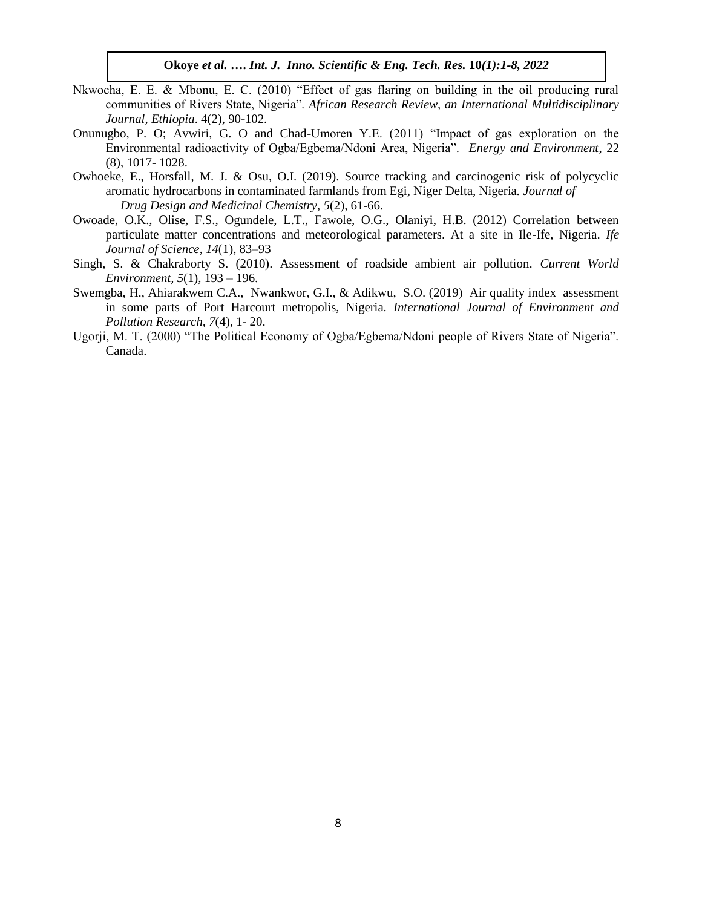Nkwocha, E. E. & Mbonu, E. C. (2010) "Effect of gas flaring on building in the oil producing rural communities of Rivers State, Nigeria". *African Research Review, an International Multidisciplinary Journal, Ethiopia*. 4(2), 90-102.

Onunugbo, P. O; Avwiri, G. O and Chad-Umoren Y.E. (2011) "Impact of gas exploration on the Environmental radioactivity of Ogba/Egbema/Ndoni Area, Nigeria". *Energy and Environment*, 22 (8), 1017- 1028.

Owhoeke, E., Horsfall, M. J. & Osu, O.I. (2019). Source tracking and carcinogenic risk of polycyclic aromatic hydrocarbons in contaminated farmlands from Egi, Niger Delta, Nigeria. *Journal of Drug Design and Medicinal Chemistry*, *5*(2), 61-66.

Owoade, O.K., Olise, F.S., Ogundele, L.T., Fawole, O.G., Olaniyi, H.B. (2012) Correlation between particulate matter concentrations and meteorological parameters. At a site in Ile-Ife, Nigeria. *Ife Journal of Science*, *14*(1), 83–93

Singh, S. & Chakraborty S. (2010). Assessment of roadside ambient air pollution. *Current World Environment*, *5*(1), 193 – 196.

Swemgba, H., Ahiarakwem C.A., Nwankwor, G.I., & Adikwu, S.O. (2019) Air quality index assessment in some parts of Port Harcourt metropolis, Nigeria. *International Journal of Environment and Pollution Research*, *7*(4), 1- 20.

Ugorji, M. T. (2000) "The Political Economy of Ogba/Egbema/Ndoni people of Rivers State of Nigeria". Canada.